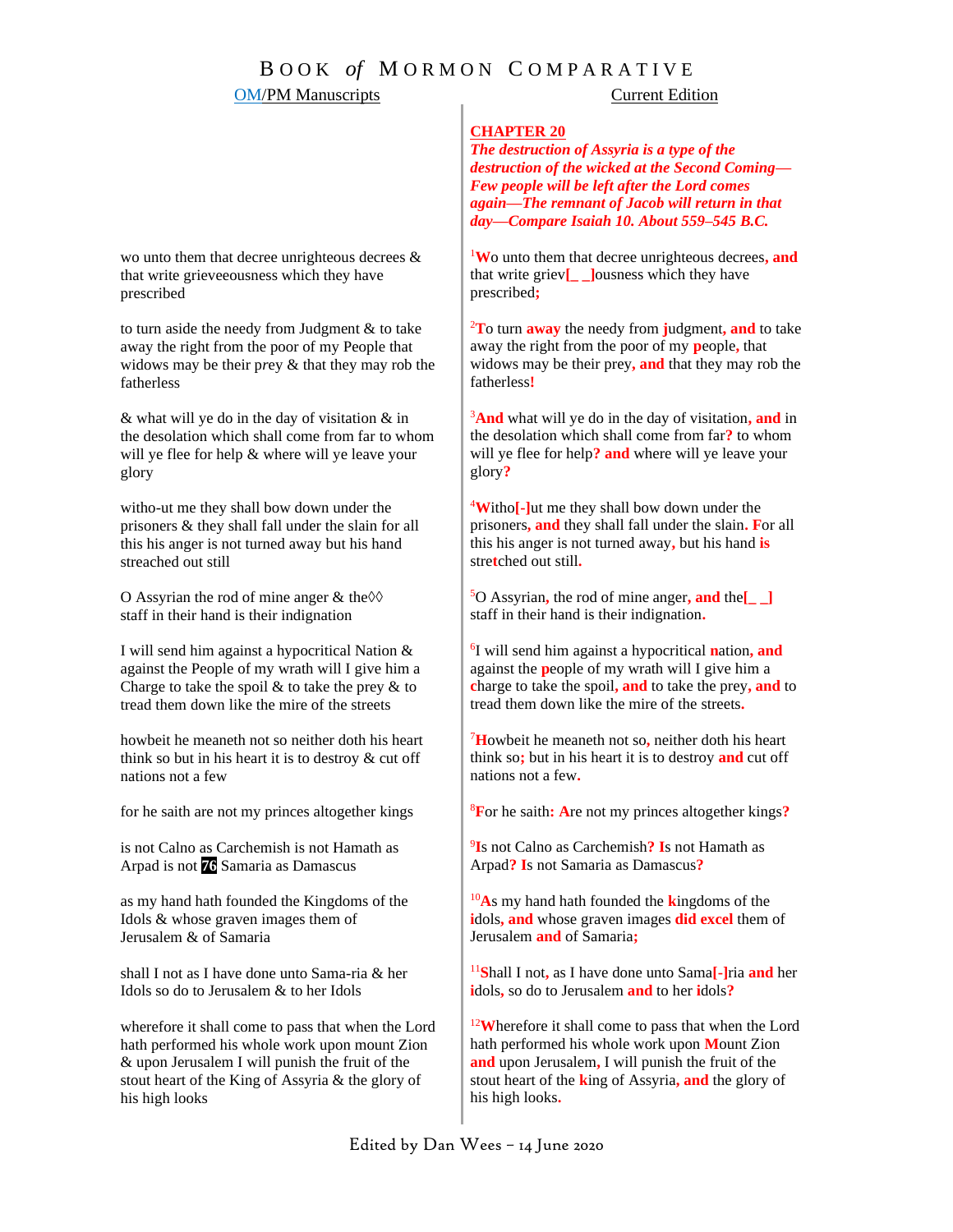# BOOK *of* MORMON COMPARATIVE

| OM/PM Manuscripts | Current Edition |
| --- | --- |
| | **CHAPTER 20**<br>***The destruction of Assyria is a type of the destruction of the wicked at the Second Coming—Few people will be left after the Lord comes again—The remnant of Jacob will return in that day—Compare Isaiah 10. About 559–545 B.C.*** |
| wo unto them that decree unrighteous decrees & that write grieveeousness which they have prescribed | [1]**W**o unto them that decree unrighteous decrees**, and** that write griev**[_ _]**ousness which they have prescribed**;** |
| to turn aside the needy from Judgment & to take away the right from the poor of my People that widows may be their prey & that they may rob the fatherless | [2]**T**o turn **away** the needy from **j**udgment**, and** to take away the right from the poor of my **p**eople**,** that widows may be their prey**, and** that they may rob the fatherless**!** |
| & what will ye do in the day of visitation & in the desolation which shall come from far to whom will ye flee for help & where will ye leave your glory | [3]**And** what will ye do in the day of visitation**, and** in the desolation which shall come from far**?** to whom will ye flee for help**? and** where will ye leave your glory**?** |
| witho-ut me they shall bow down under the prisoners & they shall fall under the slain for all this his anger is not turned away but his hand streached out still | [4]**W**itho**[-]**ut me they shall bow down under the prisoners**, and** they shall fall under the slain**. F**or all this his anger is not turned away**,** but his hand **is** stre**t**ched out still**.** |
| O Assyrian the rod of mine anger & the◊◊ staff in their hand is their indignation | [5]O Assyrian**,** the rod of mine anger**, and** the**[_ _]** staff in their hand is their indignation**.** |
| I will send him against a hypocritical Nation & against the People of my wrath will I give him a Charge to take the spoil & to take the prey & to tread them down like the mire of the streets | [6]I will send him against a hypocritical **n**ation**, and** against the **p**eople of my wrath will I give him a **c**harge to take the spoil**, and** to take the prey**, and** to tread them down like the mire of the streets**.** |
| howbeit he meaneth not so neither doth his heart think so but in his heart it is to destroy & cut off nations not a few | [7]**H**owbeit he meaneth not so**,** neither doth his heart think so**;** but in his heart it is to destroy **and** cut off nations not a few**.** |
| for he saith are not my princes altogether kings | [8]**F**or he saith**: A**re not my princes altogether kings**?** |
| is not Calno as Carchemish is not Hamath as Arpad is not **76** Samaria as Damascus | [9]**I**s not Calno as Carchemish**? I**s not Hamath as Arpad**? I**s not Samaria as Damascus**?** |
| as my hand hath founded the Kingdoms of the Idols & whose graven images them of Jerusalem & of Samaria | [10]**A**s my hand hath founded the **k**ingdoms of the **i**dols**, and** whose graven images **did excel** them of Jerusalem **and** of Samaria**;** |
| shall I not as I have done unto Sama-ria & her Idols so do to Jerusalem & to her Idols | [11]**S**hall I not**,** as I have done unto Sama**[-]**ria **and** her **i**dols**,** so do to Jerusalem **and** to her **i**dols**?** |
| wherefore it shall come to pass that when the Lord hath performed his whole work upon mount Zion & upon Jerusalem I will punish the fruit of the stout heart of the King of Assyria & the glory of his high looks | [12]**W**herefore it shall come to pass that when the Lord hath performed his whole work upon **M**ount Zion **and** upon Jerusalem**,** I will punish the fruit of the stout heart of the **k**ing of Assyria**, and** the glory of his high looks**.** |

Edited by Dan Wees – 14 June 2020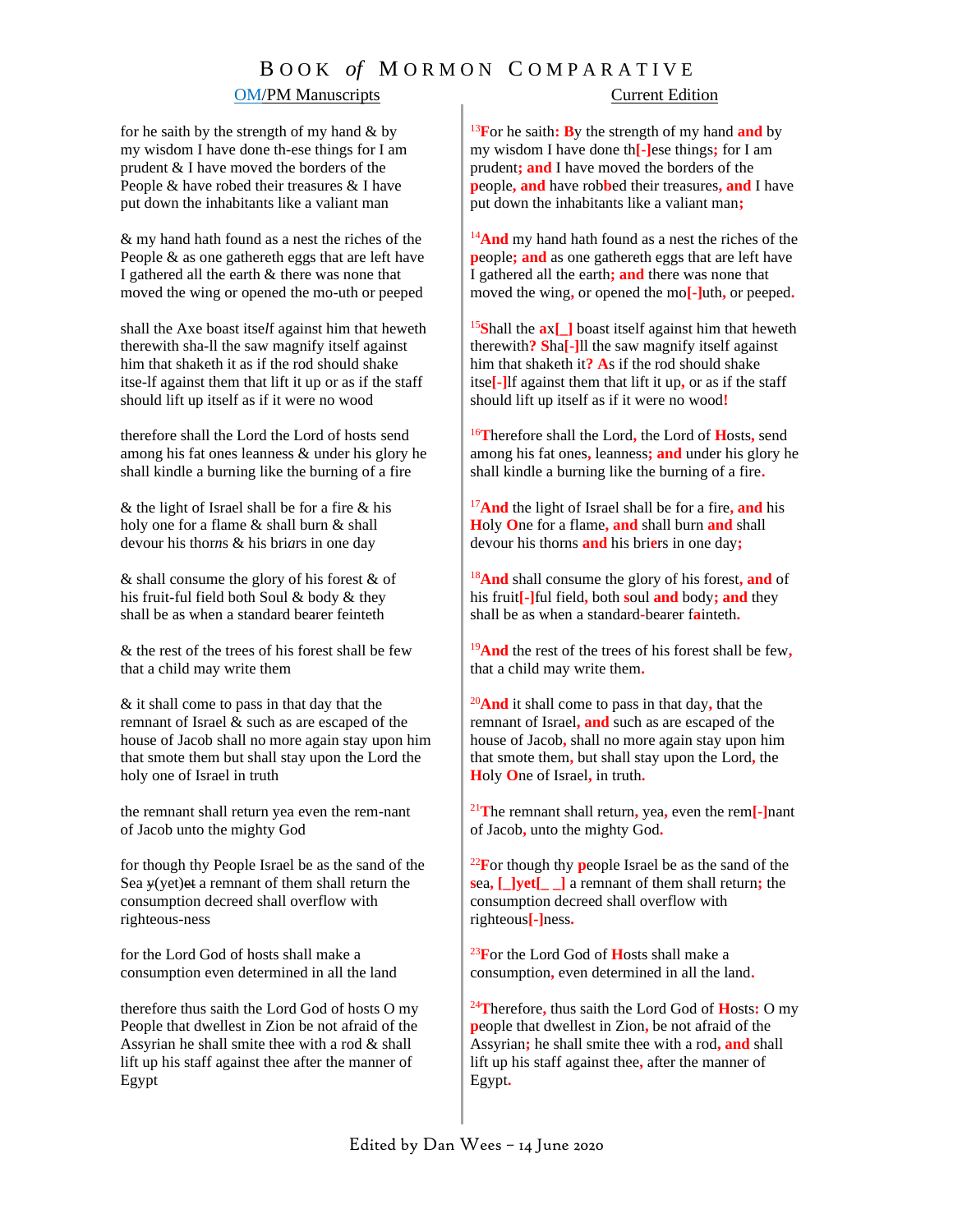# Book *of* Mormon Comparative

| OM/PM Manuscripts | Current Edition |
| --- | --- |
| for he saith by the strength of my hand & by my wisdom I have done th-ese things for I am prudent & I have moved the borders of the People & have robed their treasures & I have put down the inhabitants like a valiant man | [13]For he saith: By the strength of my hand and by my wisdom I have done th[-]ese things; for I am prudent; and I have moved the borders of the people, and have robbed their treasures, and I have put down the inhabitants like a valiant man; |
| & my hand hath found as a nest the riches of the People & as one gathereth eggs that are left have I gathered all the earth & there was none that moved the wing or opened the mo-uth or peeped | [14]And my hand hath found as a nest the riches of the people; and as one gathereth eggs that are left have I gathered all the earth; and there was none that moved the wing, or opened the mo[-]uth, or peeped. |
| shall the Axe boast itse*l*f against him that heweth therewith sha-ll the saw magnify itself against him that shaketh it as if the rod should shake itse-lf against them that lift it up or as if the staff should lift up itself as if it were no wood | [15]Shall the ax[_] boast itself against him that heweth therewith? Sha[-]ll the saw magnify itself against him that shaketh it? As if the rod should shake itse[-]lf against them that lift it up, or as if the staff should lift up itself as if it were no wood! |
| therefore shall the Lord the Lord of hosts send among his fat ones leanness & under his glory he shall kindle a burning like the burning of a fire | [16]Therefore shall the Lord, the Lord of Hosts, send among his fat ones, leanness; and under his glory he shall kindle a burning like the burning of a fire. |
| & the light of Israel shall be for a fire & his holy one for a flame & shall burn & shall devour his thor*n*s & his bri*a*rs in one day | [17]And the light of Israel shall be for a fire, and his Holy One for a flame, and shall burn and shall devour his thorns and his briers in one day; |
| & shall consume the glory of his forest & of his fruit-ful field both Soul & body & they shall be as when a standard bearer feinteth | [18]And shall consume the glory of his forest, and of his fruit[-]ful field, both soul and body; and they shall be as when a standard-bearer fainteth. |
| & the rest of the trees of his forest shall be few that a child may write them | [19]And the rest of the trees of his forest shall be few, that a child may write them. |
| & it shall come to pass in that day that the remnant of Israel & such as are escaped of the house of Jacob shall no more again stay upon him that smote them but shall stay upon the Lord the holy one of Israel in truth | [20]And it shall come to pass in that day, that the remnant of Israel, and such as are escaped of the house of Jacob, shall no more again stay upon him that smote them, but shall stay upon the Lord, the Holy One of Israel, in truth. |
| the remnant shall return yea even the rem-nant of Jacob unto the mighty God | [21]The remnant shall return, yea, even the rem[-]nant of Jacob, unto the mighty God. |
| for though thy People Israel be as the sand of the Sea ~~y~~(yet)~~et~~ a remnant of them shall return the consumption decreed shall overflow with righteous-ness | [22]For though thy people Israel be as the sand of the sea, [_]yet[_ _] a remnant of them shall return; the consumption decreed shall overflow with righteous[-]ness. |
| for the Lord God of hosts shall make a consumption even determined in all the land | [23]For the Lord God of Hosts shall make a consumption, even determined in all the land. |
| therefore thus saith the Lord God of hosts O my People that dwellest in Zion be not afraid of the Assyrian he shall smite thee with a rod & shall lift up his staff against thee after the manner of Egypt | [24]Therefore, thus saith the Lord God of Hosts: O my people that dwellest in Zion, be not afraid of the Assyrian; he shall smite thee with a rod, and shall lift up his staff against thee, after the manner of Egypt. |

Edited by Dan Wees – 14 June 2020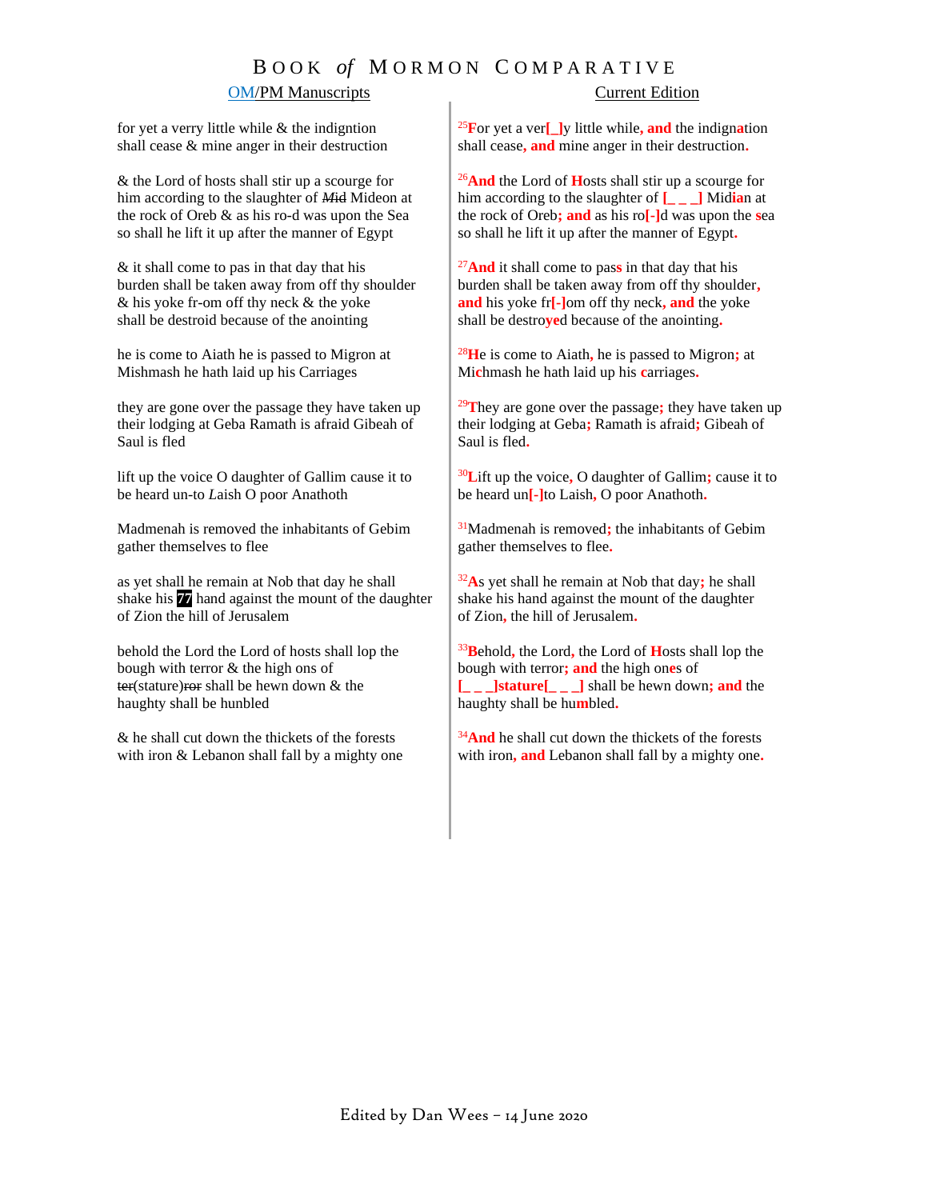# BOOK *of* MORMON COMPARATIVE

| OM/PM Manuscripts | Current Edition |
|---|---|
| for yet a verry little while & the indigntion shall cease & mine anger in their destruction | [25]For yet a ver[_]y little while, and the indignation shall cease, and mine anger in their destruction. |
| & the Lord of hosts shall stir up a scourge for him according to the slaughter of ~~Mid~~ Mideon at the rock of Oreb & as his ro-d was upon the Sea so shall he lift it up after the manner of Egypt | [26]And the Lord of Hosts shall stir up a scourge for him according to the slaughter of [_ _ _] Midian at the rock of Oreb; and as his ro[-]d was upon the sea so shall he lift it up after the manner of Egypt. |
| & it shall come to pas in that day that his burden shall be taken away from off thy shoulder & his yoke fr-om off thy neck & the yoke shall be destroid because of the anointing | [27]And it shall come to pass in that day that his burden shall be taken away from off thy shoulder, and his yoke fr[-]om off thy neck, and the yoke shall be destroyed because of the anointing. |
| he is come to Aiath he is passed to Migron at Mishmash he hath laid up his Carriages | [28]He is come to Aiath, he is passed to Migron; at Michmash he hath laid up his carriages. |
| they are gone over the passage they have taken up their lodging at Geba Ramath is afraid Gibeah of Saul is fled | [29]They are gone over the passage; they have taken up their lodging at Geba; Ramath is afraid; Gibeah of Saul is fled. |
| lift up the voice O daughter of Gallim cause it to be heard un-to *L*aish O poor Anathoth | [30]Lift up the voice, O daughter of Gallim; cause it to be heard un[-]to Laish, O poor Anathoth. |
| Madmenah is removed the inhabitants of Gebim gather themselves to flee | [31]Madmenah is removed; the inhabitants of Gebim gather themselves to flee. |
| as yet shall he remain at Nob that day he shall shake his **77** hand against the mount of the daughter of Zion the hill of Jerusalem | [32]As yet shall he remain at Nob that day; he shall shake his hand against the mount of the daughter of Zion, the hill of Jerusalem. |
| behold the Lord the Lord of hosts shall lop the bough with terror & the high ons of ~~ter~~(stature)~~ror~~ shall be hewn down & the haughty shall be hunbled | [33]Behold, the Lord, the Lord of Hosts shall lop the bough with terror; and the high ones of [_ _ _]stature[_ _ _] shall be hewn down; and the haughty shall be humbled. |
| & he shall cut down the thickets of the forests with iron & Lebanon shall fall by a mighty one | [34]And he shall cut down the thickets of the forests with iron, and Lebanon shall fall by a mighty one. |

Edited by Dan Wees – 14 June 2020